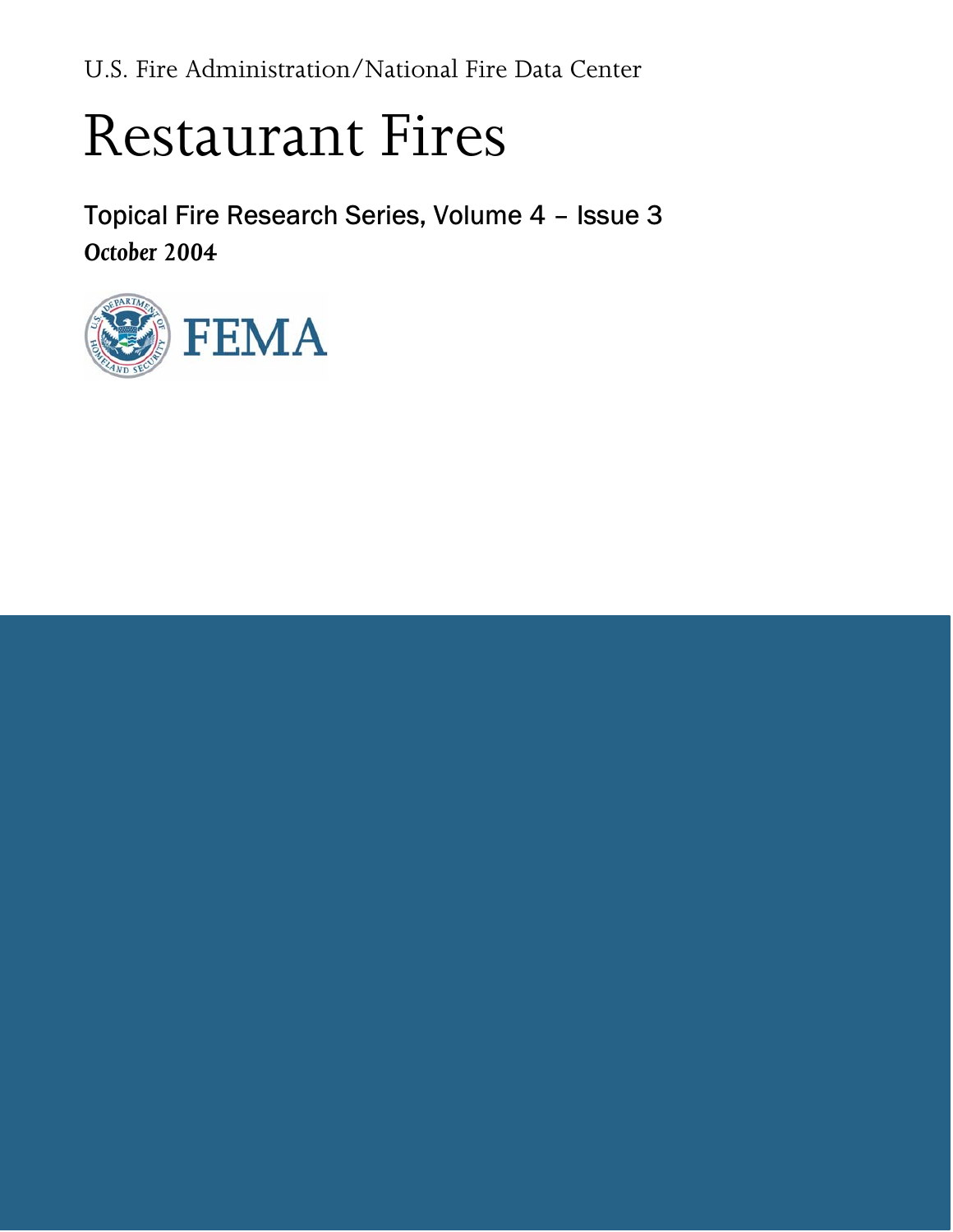U.S. Fire Administration/National Fire Data Center

# Restaurant Fires

Topical Fire Research Series, Volume 4 – Issue 3

*October 2004*

FEMA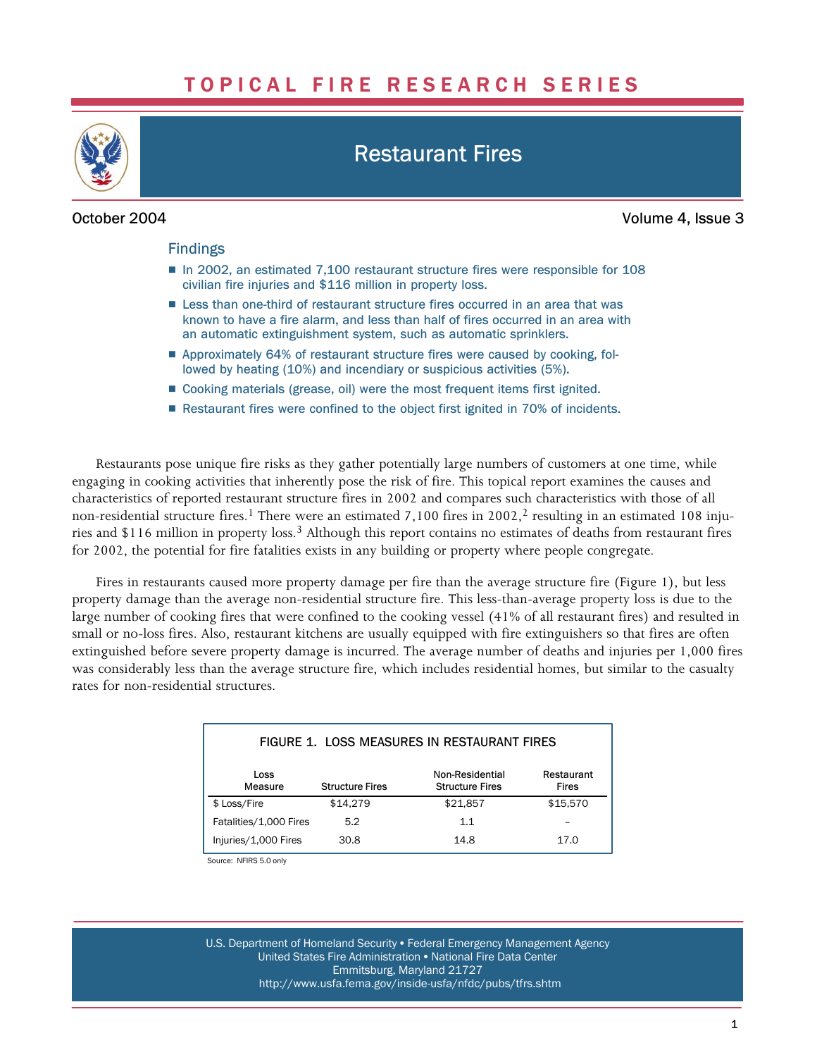# TOPICAL FIRE RESEARCH SERIES

## Restaurant Fires

October 2004 Volume 4, Issue 3

### Findings

- In 2002, an estimated 7,100 restaurant structure fires were responsible for 108 civilian fire injuries and $116 million in property loss.
- Less than one-third of restaurant structure fires occurred in an area that was known to have a fire alarm, and less than half of fires occurred in an area with an automatic extinguishment system, such as automatic sprinklers.
- Approximately 64% of restaurant structure fires were caused by cooking, followed by heating (10%) and incendiary or suspicious activities (5%).
- Cooking materials (grease, oil) were the most frequent items first ignited.
- Restaurant fires were confined to the object first ignited in 70% of incidents.

Restaurants pose unique fire risks as they gather potentially large numbers of customers at one time, while engaging in cooking activities that inherently pose the risk of fire. This topical report examines the causes and characteristics of reported restaurant structure fires in 2002 and compares such characteristics with those of all non-residential structure fires.[1] There were an estimated 7,100 fires in 2002,[2] resulting in an estimated 108 injuries and $116 million in property loss.[3] Although this report contains no estimates of deaths from restaurant fires for 2002, the potential for fire fatalities exists in any building or property where people congregate.

Fires in restaurants caused more property damage per fire than the average structure fire (Figure 1), but less property damage than the average non-residential structure fire. This less-than-average property loss is due to the large number of cooking fires that were confined to the cooking vessel (41% of all restaurant fires) and resulted in small or no-loss fires. Also, restaurant kitchens are usually equipped with fire extinguishers so that fires are often extinguished before severe property damage is incurred. The average number of deaths and injuries per 1,000 fires was considerably less than the average structure fire, which includes residential homes, but similar to the casualty rates for non-residential structures.

**FIGURE 1. LOSS MEASURES IN RESTAURANT FIRES**

| Loss Measure | Structure Fires | Non-Residential Structure Fires | Restaurant Fires |
|---|---|---|---|
| $ Loss/Fire | $14,279 | $21,857 | $15,570 |
| Fatalities/1,000 Fires | 5.2 | 1.1 | – |
| Injuries/1,000 Fires | 30.8 | 14.8 | 17.0 |

Source: NFIRS 5.0 only

U.S. Department of Homeland Security • Federal Emergency Management Agency
United States Fire Administration • National Fire Data Center
Emmitsburg, Maryland 21727
http://www.usfa.fema.gov/inside-usfa/nfdc/pubs/tfrs.shtm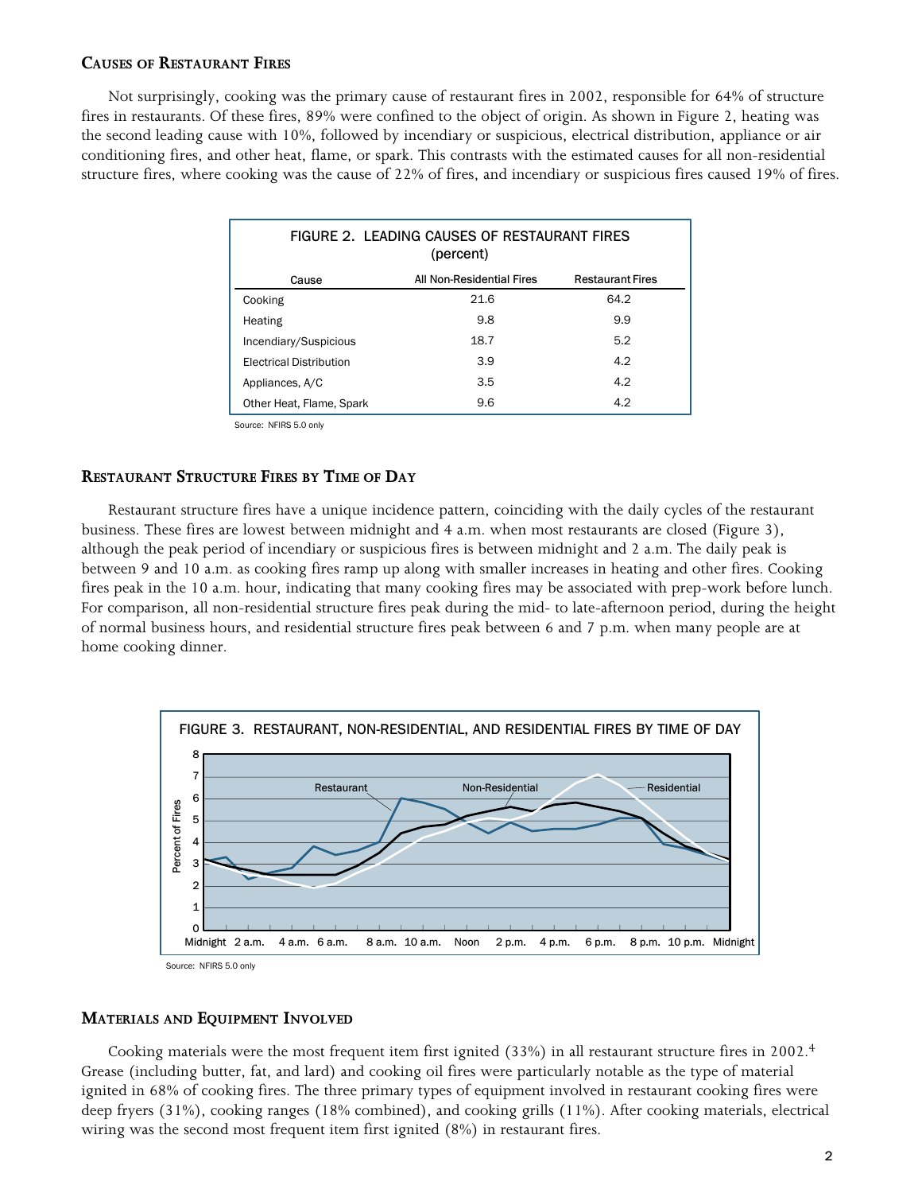## Causes of Restaurant Fires

Not surprisingly, cooking was the primary cause of restaurant fires in 2002, responsible for 64% of structure fires in restaurants. Of these fires, 89% were confined to the object of origin. As shown in Figure 2, heating was the second leading cause with 10%, followed by incendiary or suspicious, electrical distribution, appliance or air conditioning fires, and other heat, flame, or spark. This contrasts with the estimated causes for all non-residential structure fires, where cooking was the cause of 22% of fires, and incendiary or suspicious fires caused 19% of fires.

FIGURE 2. LEADING CAUSES OF RESTAURANT FIRES (percent)

| Cause | All Non-Residential Fires | Restaurant Fires |
|---|---|---|
| Cooking | 21.6 | 64.2 |
| Heating | 9.8 | 9.9 |
| Incendiary/Suspicious | 18.7 | 5.2 |
| Electrical Distribution | 3.9 | 4.2 |
| Appliances, A/C | 3.5 | 4.2 |
| Other Heat, Flame, Spark | 9.6 | 4.2 |

Source: NFIRS 5.0 only

## Restaurant Structure Fires by Time of Day

Restaurant structure fires have a unique incidence pattern, coinciding with the daily cycles of the restaurant business. These fires are lowest between midnight and 4 a.m. when most restaurants are closed (Figure 3), although the peak period of incendiary or suspicious fires is between midnight and 2 a.m. The daily peak is between 9 and 10 a.m. as cooking fires ramp up along with smaller increases in heating and other fires. Cooking fires peak in the 10 a.m. hour, indicating that many cooking fires may be associated with prep-work before lunch. For comparison, all non-residential structure fires peak during the mid- to late-afternoon period, during the height of normal business hours, and residential structure fires peak between 6 and 7 p.m. when many people are at home cooking dinner.

FIGURE 3. RESTAURANT, NON-RESIDENTIAL, AND RESIDENTIAL FIRES BY TIME OF DAY

Source: NFIRS 5.0 only

## Materials and Equipment Involved

Cooking materials were the most frequent item first ignited (33%) in all restaurant structure fires in 2002.[4] Grease (including butter, fat, and lard) and cooking oil fires were particularly notable as the type of material ignited in 68% of cooking fires. The three primary types of equipment involved in restaurant cooking fires were deep fryers (31%), cooking ranges (18% combined), and cooking grills (11%). After cooking materials, electrical wiring was the second most frequent item first ignited (8%) in restaurant fires.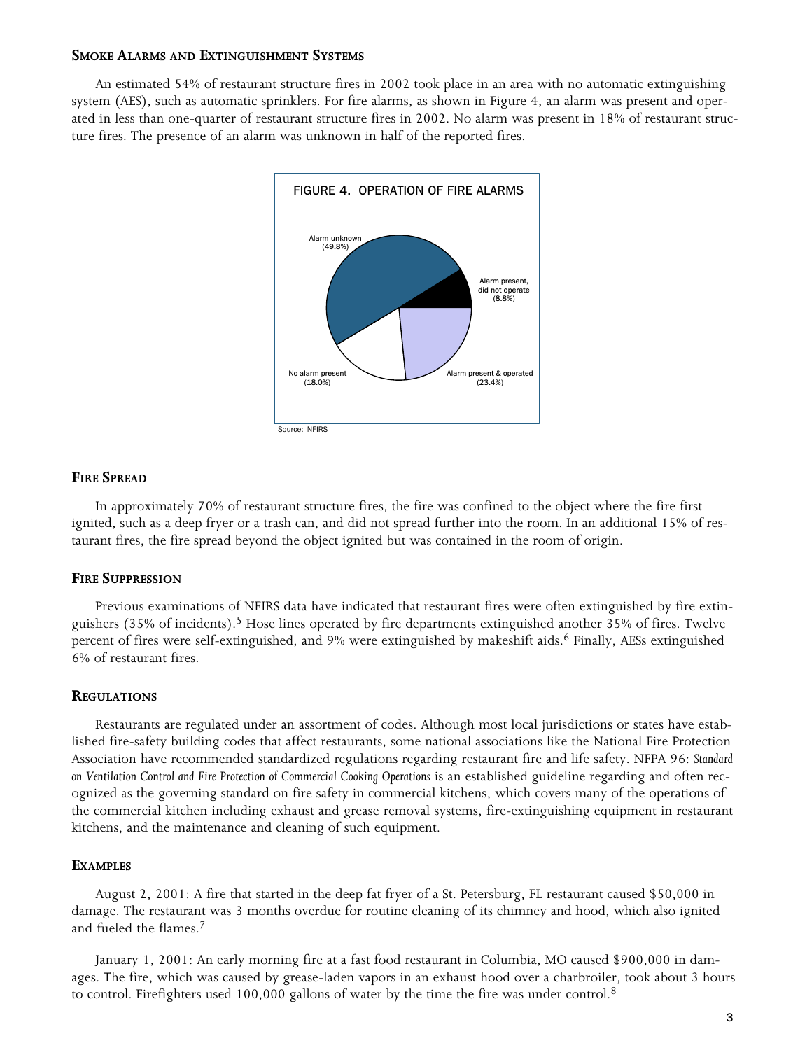## Smoke Alarms and Extinguishment Systems

An estimated 54% of restaurant structure fires in 2002 took place in an area with no automatic extinguishing system (AES), such as automatic sprinklers. For fire alarms, as shown in Figure 4, an alarm was present and operated in less than one-quarter of restaurant structure fires in 2002. No alarm was present in 18% of restaurant structure fires. The presence of an alarm was unknown in half of the reported fires.

FIGURE 4. OPERATION OF FIRE ALARMS

Alarm unknown (49.8%)

Alarm present, did not operate (8.8%)

No alarm present (18.0%)

Alarm present & operated (23.4%)

Source: NFIRS

## Fire Spread

In approximately 70% of restaurant structure fires, the fire was confined to the object where the fire first ignited, such as a deep fryer or a trash can, and did not spread further into the room. In an additional 15% of restaurant fires, the fire spread beyond the object ignited but was contained in the room of origin.

## Fire Suppression

Previous examinations of NFIRS data have indicated that restaurant fires were often extinguished by fire extinguishers (35% of incidents).[5] Hose lines operated by fire departments extinguished another 35% of fires. Twelve percent of fires were self-extinguished, and 9% were extinguished by makeshift aids.[6] Finally, AESs extinguished 6% of restaurant fires.

## Regulations

Restaurants are regulated under an assortment of codes. Although most local jurisdictions or states have established fire-safety building codes that affect restaurants, some national associations like the National Fire Protection Association have recommended standardized regulations regarding restaurant fire and life safety. NFPA 96: *Standard on Ventilation Control and Fire Protection of Commercial Cooking Operations* is an established guideline regarding and often recognized as the governing standard on fire safety in commercial kitchens, which covers many of the operations of the commercial kitchen including exhaust and grease removal systems, fire-extinguishing equipment in restaurant kitchens, and the maintenance and cleaning of such equipment.

## Examples

August 2, 2001: A fire that started in the deep fat fryer of a St. Petersburg, FL restaurant caused $50,000 in damage. The restaurant was 3 months overdue for routine cleaning of its chimney and hood, which also ignited and fueled the flames.[7]

January 1, 2001: An early morning fire at a fast food restaurant in Columbia, MO caused $900,000 in damages. The fire, which was caused by grease-laden vapors in an exhaust hood over a charbroiler, took about 3 hours to control. Firefighters used 100,000 gallons of water by the time the fire was under control.[8]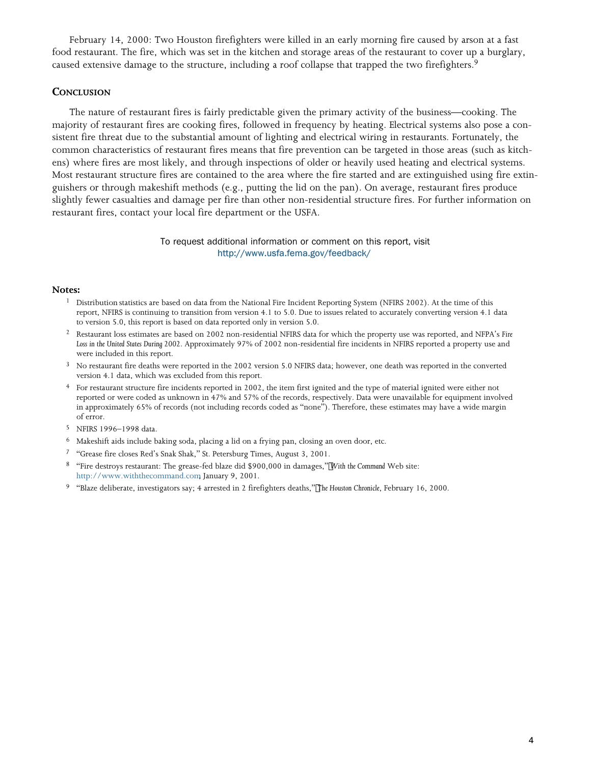February 14, 2000: Two Houston firefighters were killed in an early morning fire caused by arson at a fast food restaurant. The fire, which was set in the kitchen and storage areas of the restaurant to cover up a burglary, caused extensive damage to the structure, including a roof collapse that trapped the two firefighters.[9]

## CONCLUSION

The nature of restaurant fires is fairly predictable given the primary activity of the business—cooking. The majority of restaurant fires are cooking fires, followed in frequency by heating. Electrical systems also pose a consistent fire threat due to the substantial amount of lighting and electrical wiring in restaurants. Fortunately, the common characteristics of restaurant fires means that fire prevention can be targeted in those areas (such as kitchens) where fires are most likely, and through inspections of older or heavily used heating and electrical systems. Most restaurant structure fires are contained to the area where the fire started and are extinguished using fire extinguishers or through makeshift methods (e.g., putting the lid on the pan). On average, restaurant fires produce slightly fewer casualties and damage per fire than other non-residential structure fires. For further information on restaurant fires, contact your local fire department or the USFA.

To request additional information or comment on this report, visit
http://www.usfa.fema.gov/feedback/

**Notes:**

1. Distribution statistics are based on data from the National Fire Incident Reporting System (NFIRS 2002). At the time of this report, NFIRS is continuing to transition from version 4.1 to 5.0. Due to issues related to accurately converting version 4.1 data to version 5.0, this report is based on data reported only in version 5.0.
2. Restaurant loss estimates are based on 2002 non-residential NFIRS data for which the property use was reported, and NFPA's *Fire Loss in the United States During 2002*. Approximately 97% of 2002 non-residential fire incidents in NFIRS reported a property use and were included in this report.
3. No restaurant fire deaths were reported in the 2002 version 5.0 NFIRS data; however, one death was reported in the converted version 4.1 data, which was excluded from this report.
4. For restaurant structure fire incidents reported in 2002, the item first ignited and the type of material ignited were either not reported or were coded as unknown in 47% and 57% of the records, respectively. Data were unavailable for equipment involved in approximately 65% of records (not including records coded as "none"). Therefore, these estimates may have a wide margin of error.
5. NFIRS 1996–1998 data.
6. Makeshift aids include baking soda, placing a lid on a frying pan, closing an oven door, etc.
7. "Grease fire closes Red's Snak Shak," St. Petersburg Times, August 3, 2001.
8. "Fire destroys restaurant: The grease-fed blaze did $900,000 in damages," *With the Command* Web site: http://www.withthecommand.com, January 9, 2001.
9. "Blaze deliberate, investigators say; 4 arrested in 2 firefighters deaths," *The Houston Chronicle*, February 16, 2000.